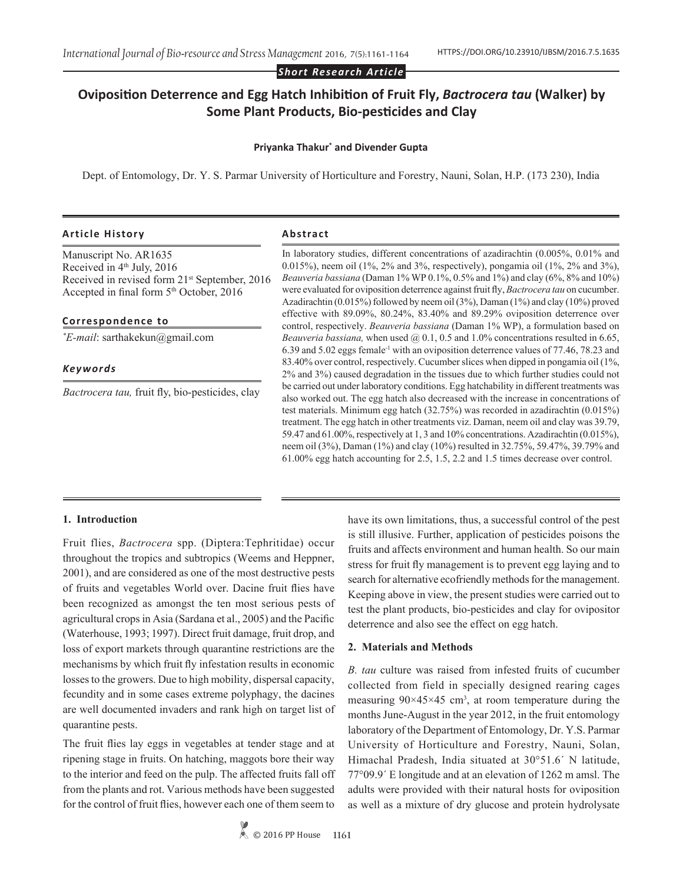*Short Research Article*

# Oviposition Deterrence and Egg Hatch Inhibition of Fruit Fly, *Bactrocera tau* (Walker) by Some Plant Products, Bio-pesticides and Clay

**Priyanka Thakur*[*] and Divender Gupta**

Dept. of Entomology, Dr. Y. S. Parmar University of Horticulture and Forestry, Nauni, Solan, H.P. (173 230), India

### Article History

Manuscript No. AR1635
Received in 4th July, 2016
Received in revised form 21st September, 2016
Accepted in final form 5th October, 2016

### Correspondence to

[*] *E-mail*: sarthakekun@gmail.com

### *Keywords*

*Bactrocera tau,* fruit fly, bio-pesticides, clay

### Abstract

In laboratory studies, different concentrations of azadirachtin (0.005%, 0.01% and 0.015%), neem oil (1%, 2% and 3%, respectively), pongamia oil (1%, 2% and 3%), *Beauveria bassiana* (Daman 1% WP 0.1%, 0.5% and 1%) and clay (6%, 8% and 10%) were evaluated for oviposition deterrence against fruit fly, *Bactrocera tau* on cucumber. Azadirachtin (0.015%) followed by neem oil (3%), Daman (1%) and clay (10%) proved effective with 89.09%, 80.24%, 83.40% and 89.29% oviposition deterrence over control, respectively. *Beauveria bassiana* (Daman 1% WP), a formulation based on *Beauveria bassiana,* when used @ 0.1, 0.5 and 1.0% concentrations resulted in 6.65, 6.39 and 5.02 eggs female$^{-1}$ with an oviposition deterrence values of 77.46, 78.23 and 83.40% over control, respectively. Cucumber slices when dipped in pongamia oil (1%, 2% and 3%) caused degradation in the tissues due to which further studies could not be carried out under laboratory conditions. Egg hatchability in different treatments was also worked out. The egg hatch also decreased with the increase in concentrations of test materials. Minimum egg hatch (32.75%) was recorded in azadirachtin (0.015%) treatment. The egg hatch in other treatments viz. Daman, neem oil and clay was 39.79, 59.47 and 61.00%, respectively at 1, 3 and 10% concentrations. Azadirachtin (0.015%), neem oil (3%), Daman (1%) and clay (10%) resulted in 32.75%, 59.47%, 39.79% and 61.00% egg hatch accounting for 2.5, 1.5, 2.2 and 1.5 times decrease over control.

## 1. Introduction

Fruit flies, *Bactrocera* spp. (Diptera:Tephritidae) occur throughout the tropics and subtropics (Weems and Heppner, 2001), and are considered as one of the most destructive pests of fruits and vegetables World over. Dacine fruit flies have been recognized as amongst the ten most serious pests of agricultural crops in Asia (Sardana et al., 2005) and the Pacific (Waterhouse, 1993; 1997). Direct fruit damage, fruit drop, and loss of export markets through quarantine restrictions are the mechanisms by which fruit fly infestation results in economic losses to the growers. Due to high mobility, dispersal capacity, fecundity and in some cases extreme polyphagy, the dacines are well documented invaders and rank high on target list of quarantine pests.

The fruit flies lay eggs in vegetables at tender stage and at ripening stage in fruits. On hatching, maggots bore their way to the interior and feed on the pulp. The affected fruits fall off from the plants and rot. Various methods have been suggested for the control of fruit flies, however each one of them seem to have its own limitations, thus, a successful control of the pest is still illusive. Further, application of pesticides poisons the fruits and affects environment and human health. So our main stress for fruit fly management is to prevent egg laying and to search for alternative ecofriendly methods for the management. Keeping above in view, the present studies were carried out to test the plant products, bio-pesticides and clay for ovipositor deterrence and also see the effect on egg hatch.

## 2. Materials and Methods

*B. tau* culture was raised from infested fruits of cucumber collected from field in specially designed rearing cages measuring 90×45×45 cm$^3$, at room temperature during the months June-August in the year 2012, in the fruit entomology laboratory of the Department of Entomology, Dr. Y.S. Parmar University of Horticulture and Forestry, Nauni, Solan, Himachal Pradesh, India situated at 30°51.6´ N latitude, 77°09.9´ E longitude and at an elevation of 1262 m amsl. The adults were provided with their natural hosts for oviposition as well as a mixture of dry glucose and protein hydrolysate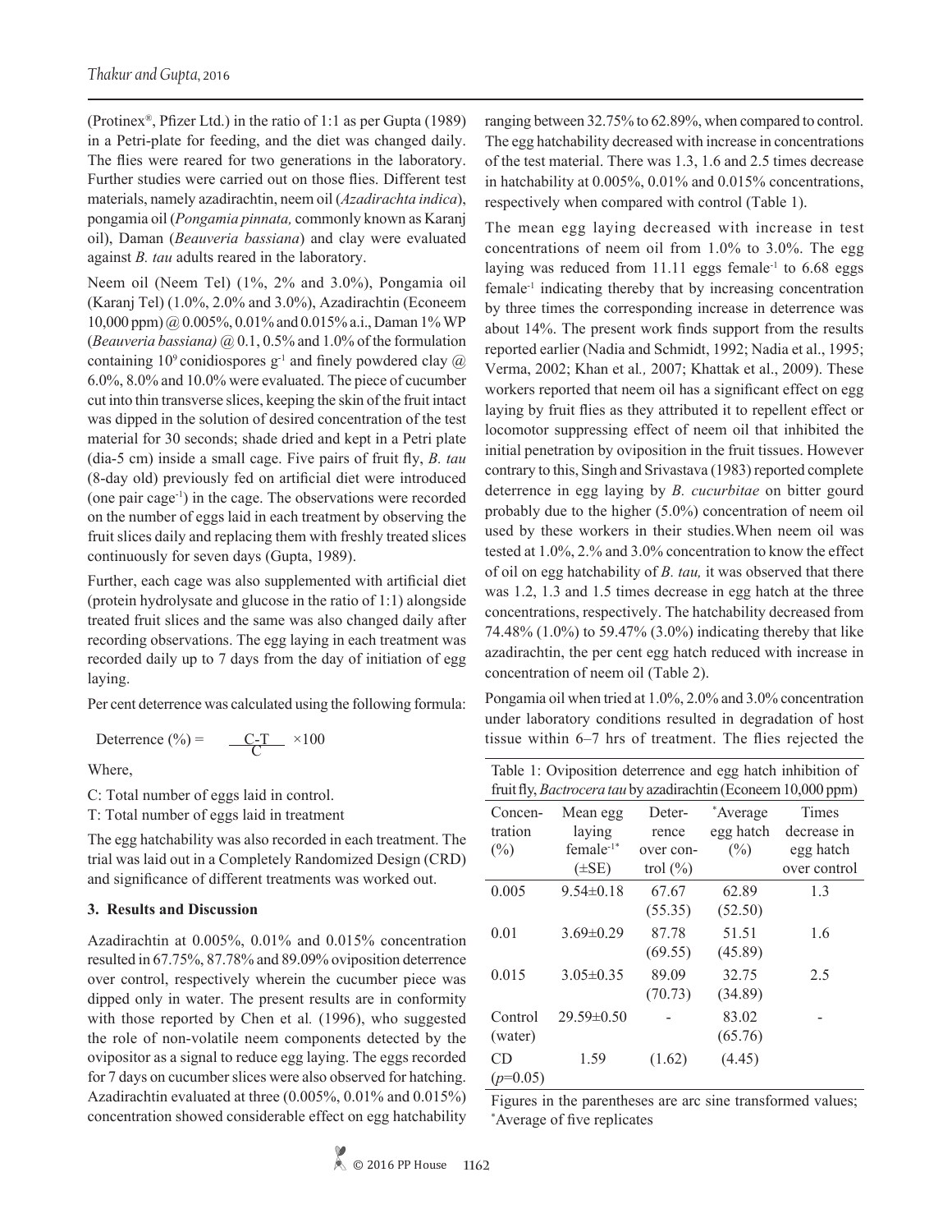(Protinex®, Pfizer Ltd.) in the ratio of 1:1 as per Gupta (1989) in a Petri-plate for feeding, and the diet was changed daily. The flies were reared for two generations in the laboratory. Further studies were carried out on those flies. Different test materials, namely azadirachtin, neem oil (*Azadirachta indica*), pongamia oil (*Pongamia pinnata,* commonly known as Karanj oil), Daman (*Beauveria bassiana*) and clay were evaluated against *B. tau* adults reared in the laboratory.

Neem oil (Neem Tel) (1%, 2% and 3.0%), Pongamia oil (Karanj Tel) (1.0%, 2.0% and 3.0%), Azadirachtin (Econeem 10,000 ppm) @ 0.005%, 0.01% and 0.015% a.i., Daman 1% WP (*Beauveria bassiana)* @ 0.1, 0.5% and 1.0% of the formulation containing $10^9$ conidiospores $g^{-1}$ and finely powdered clay @ 6.0%, 8.0% and 10.0% were evaluated. The piece of cucumber cut into thin transverse slices, keeping the skin of the fruit intact was dipped in the solution of desired concentration of the test material for 30 seconds; shade dried and kept in a Petri plate (dia-5 cm) inside a small cage. Five pairs of fruit fly, *B. tau* (8-day old) previously fed on artificial diet were introduced (one pair $cage^{-1}$) in the cage. The observations were recorded on the number of eggs laid in each treatment by observing the fruit slices daily and replacing them with freshly treated slices continuously for seven days (Gupta, 1989).

Further, each cage was also supplemented with artificial diet (protein hydrolysate and glucose in the ratio of 1:1) alongside treated fruit slices and the same was also changed daily after recording observations. The egg laying in each treatment was recorded daily up to 7 days from the day of initiation of egg laying.

Per cent deterrence was calculated using the following formula:

$$\text{Deterrence (\%)} = \frac{C-T}{C} \times 100$$

Where,

C: Total number of eggs laid in control.

T: Total number of eggs laid in treatment

The egg hatchability was also recorded in each treatment. The trial was laid out in a Completely Randomized Design (CRD) and significance of different treatments was worked out.

## 3. Results and Discussion

Azadirachtin at 0.005%, 0.01% and 0.015% concentration resulted in 67.75%, 87.78% and 89.09% oviposition deterrence over control, respectively wherein the cucumber piece was dipped only in water. The present results are in conformity with those reported by Chen et al. (1996), who suggested the role of non-volatile neem components detected by the ovipositor as a signal to reduce egg laying. The eggs recorded for 7 days on cucumber slices were also observed for hatching. Azadirachtin evaluated at three (0.005%, 0.01% and 0.015%) concentration showed considerable effect on egg hatchability ranging between 32.75% to 62.89%, when compared to control. The egg hatchability decreased with increase in concentrations of the test material. There was 1.3, 1.6 and 2.5 times decrease in hatchability at 0.005%, 0.01% and 0.015% concentrations, respectively when compared with control (Table 1).

The mean egg laying decreased with increase in test concentrations of neem oil from 1.0% to 3.0%. The egg laying was reduced from 11.11 eggs $female^{-1}$ to 6.68 eggs $female^{-1}$ indicating thereby that by increasing concentration by three times the corresponding increase in deterrence was about 14%. The present work finds support from the results reported earlier (Nadia and Schmidt, 1992; Nadia et al., 1995; Verma, 2002; Khan et al*.,* 2007; Khattak et al., 2009). These workers reported that neem oil has a significant effect on egg laying by fruit flies as they attributed it to repellent effect or locomotor suppressing effect of neem oil that inhibited the initial penetration by oviposition in the fruit tissues. However contrary to this, Singh and Srivastava (1983) reported complete deterrence in egg laying by *B. cucurbitae* on bitter gourd probably due to the higher (5.0%) concentration of neem oil used by these workers in their studies.When neem oil was tested at 1.0%, 2.% and 3.0% concentration to know the effect of oil on egg hatchability of *B. tau,* it was observed that there was 1.2, 1.3 and 1.5 times decrease in egg hatch at the three concentrations, respectively. The hatchability decreased from 74.48% (1.0%) to 59.47% (3.0%) indicating thereby that like azadirachtin, the per cent egg hatch reduced with increase in concentration of neem oil (Table 2).

Pongamia oil when tried at 1.0%, 2.0% and 3.0% concentration under laboratory conditions resulted in degradation of host tissue within 6–7 hrs of treatment. The flies rejected the

Table 1: Oviposition deterrence and egg hatch inhibition of fruit fly, *Bactrocera tau* by azadirachtin (Econeem 10,000 ppm)

| Concentration (%) | Mean egg laying $female^{-1*}$ (±SE) | Deterrence over control (%) | *Average egg hatch (%) | Times decrease in egg hatch over control |
|---|---|---|---|---|
| 0.005 | 9.54±0.18 | 67.67 (55.35) | 62.89 (52.50) | 1.3 |
| 0.01 | 3.69±0.29 | 87.78 (69.55) | 51.51 (45.89) | 1.6 |
| 0.015 | 3.05±0.35 | 89.09 (70.73) | 32.75 (34.89) | 2.5 |
| Control (water) | 29.59±0.50 | - | 83.02 (65.76) | - |
| CD ($p$=0.05) | 1.59 | (1.62) | (4.45) | |

Figures in the parentheses are arc sine transformed values; *Average of five replicates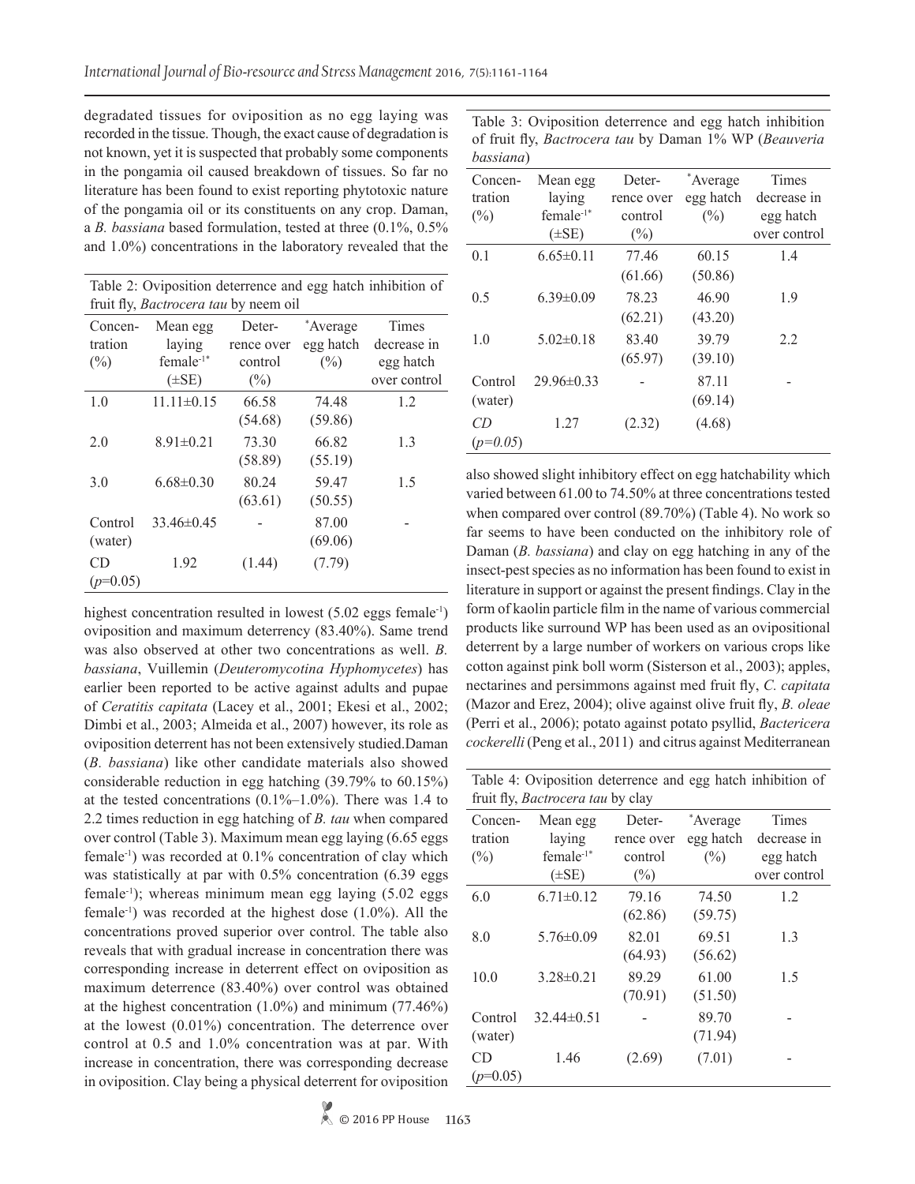degradated tissues for oviposition as no egg laying was recorded in the tissue. Though, the exact cause of degradation is not known, yet it is suspected that probably some components in the pongamia oil caused breakdown of tissues. So far no literature has been found to exist reporting phytotoxic nature of the pongamia oil or its constituents on any crop. Daman, a *B. bassiana* based formulation, tested at three (0.1%, 0.5% and 1.0%) concentrations in the laboratory revealed that the highest concentration resulted in lowest (5.02 eggs female$^{-1}$) oviposition and maximum deterrency (83.40%). Same trend was also observed at other two concentrations as well. *B. bassiana*, Vuillemin (*Deuteromycotina Hyphomycetes*) has earlier been reported to be active against adults and pupae of *Ceratitis capitata* (Lacey et al., 2001; Ekesi et al., 2002; Dimbi et al., 2003; Almeida et al., 2007) however, its role as oviposition deterrent has not been extensively studied.Daman (*B. bassiana*) like other candidate materials also showed considerable reduction in egg hatching (39.79% to 60.15%) at the tested concentrations (0.1%–1.0%). There was 1.4 to 2.2 times reduction in egg hatching of *B. tau* when compared over control (Table 3). Maximum mean egg laying (6.65 eggs female$^{-1}$) was recorded at 0.1% concentration of clay which was statistically at par with 0.5% concentration (6.39 eggs female$^{-1}$); whereas minimum mean egg laying (5.02 eggs female$^{-1}$) was recorded at the highest dose (1.0%). All the concentrations proved superior over control. The table also reveals that with gradual increase in concentration there was corresponding increase in deterrent effect on oviposition as maximum deterrence (83.40%) over control was obtained at the highest concentration (1.0%) and minimum (77.46%) at the lowest (0.01%) concentration. The deterrence over control at 0.5 and 1.0% concentration was at par. With increase in concentration, there was corresponding decrease in oviposition. Clay being a physical deterrent for oviposition also showed slight inhibitory effect on egg hatchability which varied between 61.00 to 74.50% at three concentrations tested when compared over control (89.70%) (Table 4). No work so far seems to have been conducted on the inhibitory role of Daman (*B. bassiana*) and clay on egg hatching in any of the insect-pest species as no information has been found to exist in literature in support or against the present findings. Clay in the form of kaolin particle film in the name of various commercial products like surround WP has been used as an ovipositional deterrent by a large number of workers on various crops like cotton against pink boll worm (Sisterson et al., 2003); apples, nectarines and persimmons against med fruit fly, *C. capitata* (Mazor and Erez, 2004); olive against olive fruit fly, *B. oleae* (Perri et al., 2006); potato against potato psyllid, *Bactericera cockerelli* (Peng et al., 2011) and citrus against Mediterranean

Table 2: Oviposition deterrence and egg hatch inhibition of fruit fly, *Bactrocera tau* by neem oil

| Concentration (%) | Mean egg laying female$^{-1*}$ (±SE) | Deterrence over control (%) | *Average egg hatch (%) | Times decrease in egg hatch over control |
|---|---|---|---|---|
| 1.0 | 11.11±0.15 | 66.58 (54.68) | 74.48 (59.86) | 1.2 |
| 2.0 | 8.91±0.21 | 73.30 (58.89) | 66.82 (55.19) | 1.3 |
| 3.0 | 6.68±0.30 | 80.24 (63.61) | 59.47 (50.55) | 1.5 |
| Control (water) | 33.46±0.45 | - | 87.00 (69.06) | - |
| CD ($p$=0.05) | 1.92 | (1.44) | (7.79) | |

Table 3: Oviposition deterrence and egg hatch inhibition of fruit fly, *Bactrocera tau* by Daman 1% WP (*Beauveria bassiana*)

| Concentration (%) | Mean egg laying female$^{-1*}$ (±SE) | Deterrence over control (%) | *Average egg hatch (%) | Times decrease in egg hatch over control |
|---|---|---|---|---|
| 0.1 | 6.65±0.11 | 77.46 (61.66) | 60.15 (50.86) | 1.4 |
| 0.5 | 6.39±0.09 | 78.23 (62.21) | 46.90 (43.20) | 1.9 |
| 1.0 | 5.02±0.18 | 83.40 (65.97) | 39.79 (39.10) | 2.2 |
| Control (water) | 29.96±0.33 | - | 87.11 (69.14) | - |
| *CD* (*p=0.05*) | 1.27 | (2.32) | (4.68) | |

Table 4: Oviposition deterrence and egg hatch inhibition of fruit fly, *Bactrocera tau* by clay

| Concentration (%) | Mean egg laying female$^{-1*}$ (±SE) | Deterrence over control (%) | *Average egg hatch (%) | Times decrease in egg hatch over control |
|---|---|---|---|---|
| 6.0 | 6.71±0.12 | 79.16 (62.86) | 74.50 (59.75) | 1.2 |
| 8.0 | 5.76±0.09 | 82.01 (64.93) | 69.51 (56.62) | 1.3 |
| 10.0 | 3.28±0.21 | 89.29 (70.91) | 61.00 (51.50) | 1.5 |
| Control (water) | 32.44±0.51 | - | 89.70 (71.94) | - |
| CD ($p$=0.05) | 1.46 | (2.69) | (7.01) | - |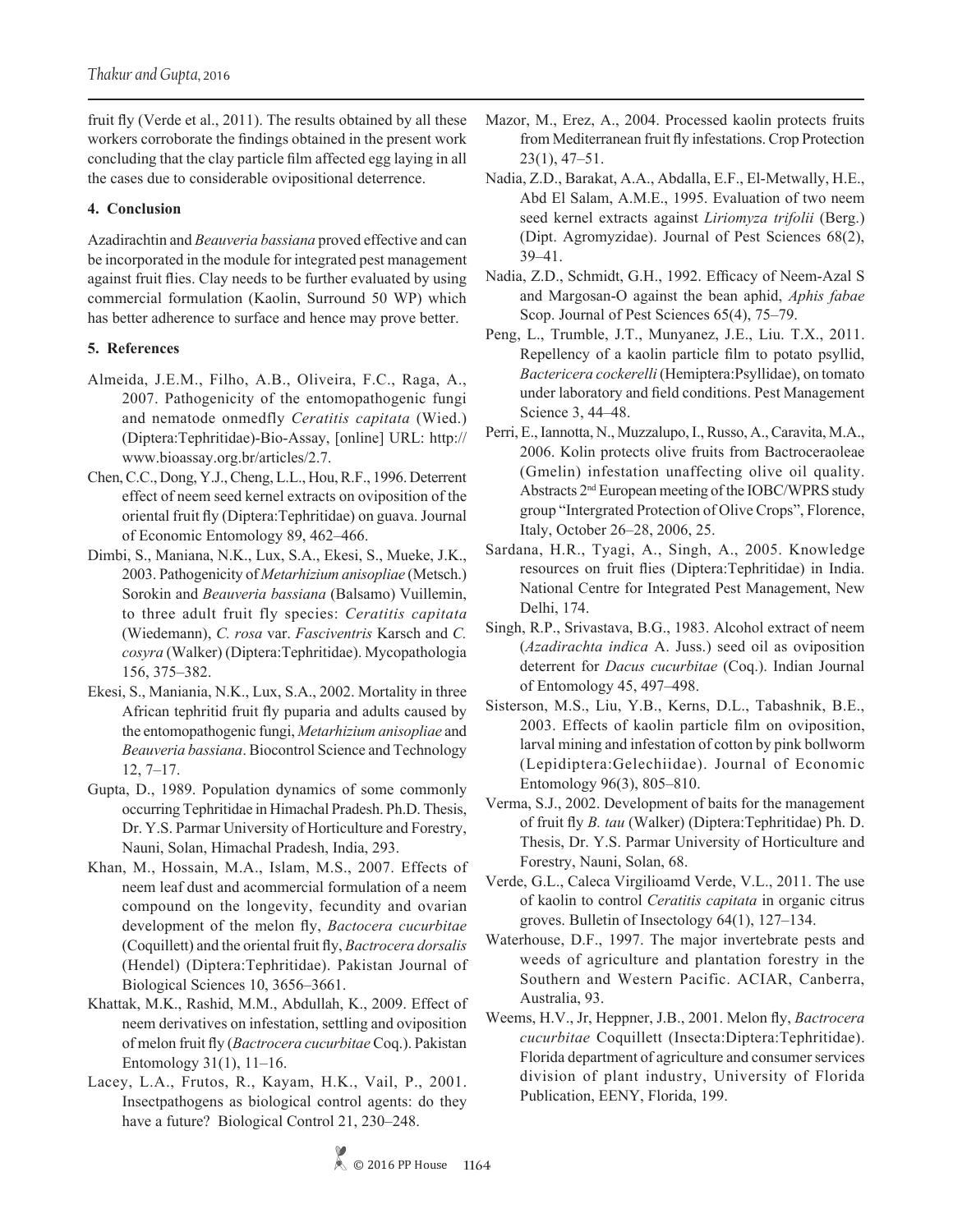fruit fly (Verde et al., 2011). The results obtained by all these workers corroborate the findings obtained in the present work concluding that the clay particle film affected egg laying in all the cases due to considerable ovipositional deterrence.

## 4. Conclusion

Azadirachtin and *Beauveria bassiana* proved effective and can be incorporated in the module for integrated pest management against fruit flies. Clay needs to be further evaluated by using commercial formulation (Kaolin, Surround 50 WP) which has better adherence to surface and hence may prove better.

## 5. References

Almeida, J.E.M., Filho, A.B., Oliveira, F.C., Raga, A., 2007. Pathogenicity of the entomopathogenic fungi and nematode onmedfly *Ceratitis capitata* (Wied.) (Diptera:Tephritidae)-Bio-Assay, [online] URL: http://www.bioassay.org.br/articles/2.7.

Chen, C.C., Dong, Y.J., Cheng, L.L., Hou, R.F., 1996. Deterrent effect of neem seed kernel extracts on oviposition of the oriental fruit fly (Diptera:Tephritidae) on guava. Journal of Economic Entomology 89, 462–466.

Dimbi, S., Maniana, N.K., Lux, S.A., Ekesi, S., Mueke, J.K., 2003. Pathogenicity of *Metarhizium anisopliae* (Metsch.) Sorokin and *Beauveria bassiana* (Balsamo) Vuillemin, to three adult fruit fly species: *Ceratitis capitata* (Wiedemann), *C. rosa* var. *Fasciventris* Karsch and *C. cosyra* (Walker) (Diptera:Tephritidae). Mycopathologia 156, 375–382.

Ekesi, S., Maniania, N.K., Lux, S.A., 2002. Mortality in three African tephritid fruit fly puparia and adults caused by the entomopathogenic fungi, *Metarhizium anisopliae* and *Beauveria bassiana*. Biocontrol Science and Technology 12, 7–17.

Gupta, D., 1989. Population dynamics of some commonly occurring Tephritidae in Himachal Pradesh. Ph.D. Thesis, Dr. Y.S. Parmar University of Horticulture and Forestry, Nauni, Solan, Himachal Pradesh, India, 293.

Khan, M., Hossain, M.A., Islam, M.S., 2007. Effects of neem leaf dust and acommercial formulation of a neem compound on the longevity, fecundity and ovarian development of the melon fly, *Bactocera cucurbitae* (Coquillett) and the oriental fruit fly, *Bactrocera dorsalis* (Hendel) (Diptera:Tephritidae). Pakistan Journal of Biological Sciences 10, 3656–3661.

Khattak, M.K., Rashid, M.M., Abdullah, K., 2009. Effect of neem derivatives on infestation, settling and oviposition of melon fruit fly (*Bactrocera cucurbitae* Coq.). Pakistan Entomology 31(1), 11–16.

Lacey, L.A., Frutos, R., Kayam, H.K., Vail, P., 2001. Insectpathogens as biological control agents: do they have a future? Biological Control 21, 230–248.

Mazor, M., Erez, A., 2004. Processed kaolin protects fruits from Mediterranean fruit fly infestations. Crop Protection 23(1), 47–51.

Nadia, Z.D., Barakat, A.A., Abdalla, E.F., El-Metwally, H.E., Abd El Salam, A.M.E., 1995. Evaluation of two neem seed kernel extracts against *Liriomyza trifolii* (Berg.) (Dipt. Agromyzidae). Journal of Pest Sciences 68(2), 39–41.

Nadia, Z.D., Schmidt, G.H., 1992. Efficacy of Neem-Azal S and Margosan-O against the bean aphid, *Aphis fabae* Scop. Journal of Pest Sciences 65(4), 75–79.

Peng, L., Trumble, J.T., Munyanez, J.E., Liu. T.X., 2011. Repellency of a kaolin particle film to potato psyllid, *Bactericera cockerelli* (Hemiptera:Psyllidae), on tomato under laboratory and field conditions. Pest Management Science 3, 44–48.

Perri, E., Iannotta, N., Muzzalupo, I., Russo, A., Caravita, M.A., 2006. Kolin protects olive fruits from Bactroceraoleae (Gmelin) infestation unaffecting olive oil quality. Abstracts 2nd European meeting of the IOBC/WPRS study group "Intergrated Protection of Olive Crops", Florence, Italy, October 26–28, 2006, 25.

Sardana, H.R., Tyagi, A., Singh, A., 2005. Knowledge resources on fruit flies (Diptera:Tephritidae) in India. National Centre for Integrated Pest Management, New Delhi, 174.

Singh, R.P., Srivastava, B.G., 1983. Alcohol extract of neem (*Azadirachta indica* A. Juss.) seed oil as oviposition deterrent for *Dacus cucurbitae* (Coq.). Indian Journal of Entomology 45, 497–498.

Sisterson, M.S., Liu, Y.B., Kerns, D.L., Tabashnik, B.E., 2003. Effects of kaolin particle film on oviposition, larval mining and infestation of cotton by pink bollworm (Lepidiptera:Gelechiidae). Journal of Economic Entomology 96(3), 805–810.

Verma, S.J., 2002. Development of baits for the management of fruit fly *B. tau* (Walker) (Diptera:Tephritidae) Ph. D. Thesis, Dr. Y.S. Parmar University of Horticulture and Forestry, Nauni, Solan, 68.

Verde, G.L., Caleca Virgilioamd Verde, V.L., 2011. The use of kaolin to control *Ceratitis capitata* in organic citrus groves. Bulletin of Insectology 64(1), 127–134.

Waterhouse, D.F., 1997. The major invertebrate pests and weeds of agriculture and plantation forestry in the Southern and Western Pacific. ACIAR, Canberra, Australia, 93.

Weems, H.V., Jr, Heppner, J.B., 2001. Melon fly, *Bactrocera cucurbitae* Coquillett (Insecta:Diptera:Tephritidae). Florida department of agriculture and consumer services division of plant industry, University of Florida Publication, EENY, Florida, 199.